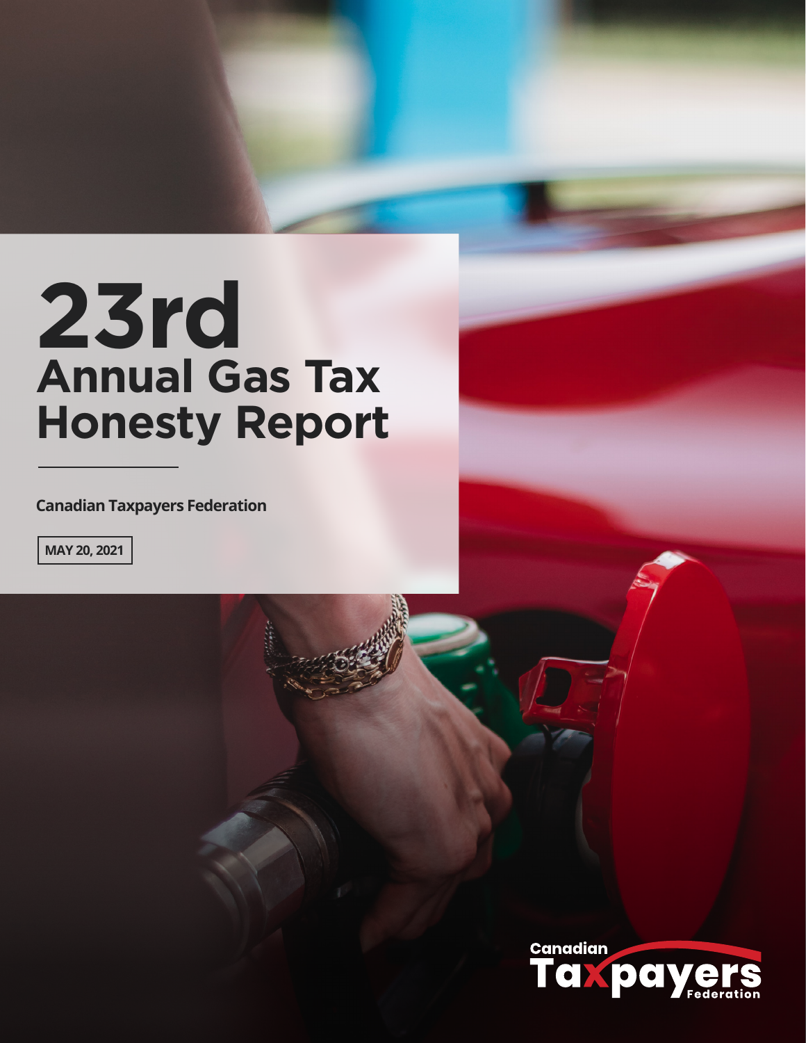# 23rd Annual Gas Tax Honesty Report

**Canadian Taxpayers Federation**

**MAY 20, 2021**

Canadian Taxpayers Federation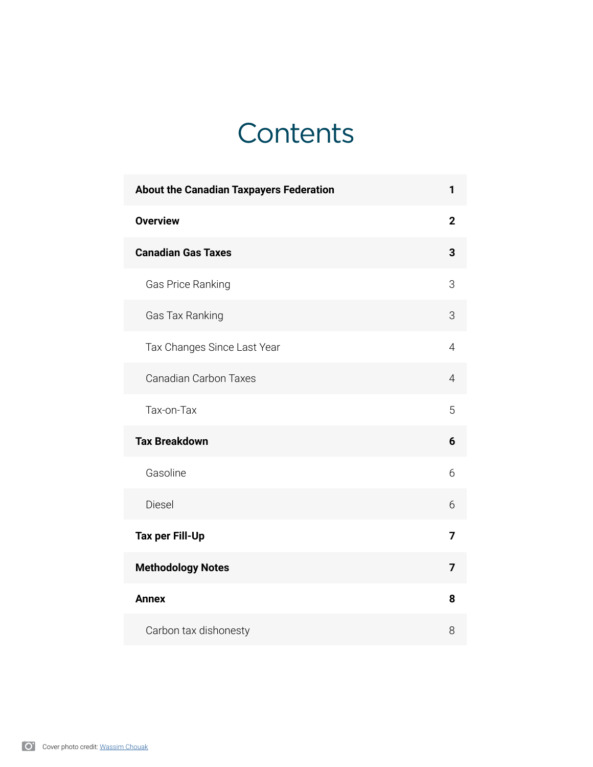# Contents

| | |
|---|---|
| **About the Canadian Taxpayers Federation** | **1** |
| **Overview** | **2** |
| **Canadian Gas Taxes** | **3** |
| Gas Price Ranking | 3 |
| Gas Tax Ranking | 3 |
| Tax Changes Since Last Year | 4 |
| Canadian Carbon Taxes | 4 |
| Tax-on-Tax | 5 |
| **Tax Breakdown** | **6** |
| Gasoline | 6 |
| Diesel | 6 |
| **Tax per Fill-Up** | **7** |
| **Methodology Notes** | **7** |
| **Annex** | **8** |
| Carbon tax dishonesty | 8 |

Cover photo credit: Wassim Chouak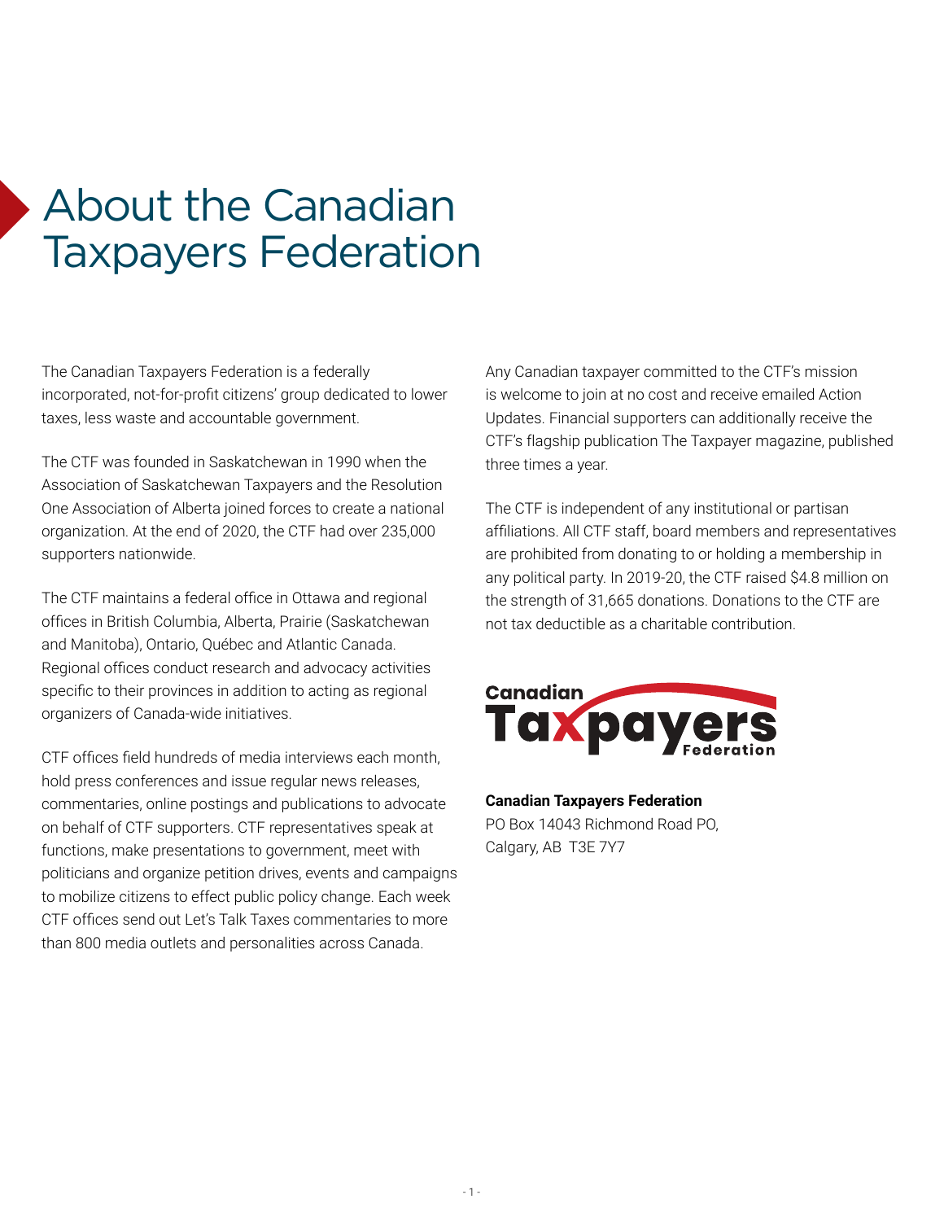# About the Canadian Taxpayers Federation

The Canadian Taxpayers Federation is a federally incorporated, not-for-profit citizens' group dedicated to lower taxes, less waste and accountable government.

The CTF was founded in Saskatchewan in 1990 when the Association of Saskatchewan Taxpayers and the Resolution One Association of Alberta joined forces to create a national organization. At the end of 2020, the CTF had over 235,000 supporters nationwide.

The CTF maintains a federal office in Ottawa and regional offices in British Columbia, Alberta, Prairie (Saskatchewan and Manitoba), Ontario, Québec and Atlantic Canada. Regional offices conduct research and advocacy activities specific to their provinces in addition to acting as regional organizers of Canada-wide initiatives.

CTF offices field hundreds of media interviews each month, hold press conferences and issue regular news releases, commentaries, online postings and publications to advocate on behalf of CTF supporters. CTF representatives speak at functions, make presentations to government, meet with politicians and organize petition drives, events and campaigns to mobilize citizens to effect public policy change. Each week CTF offices send out Let's Talk Taxes commentaries to more than 800 media outlets and personalities across Canada.

Any Canadian taxpayer committed to the CTF's mission is welcome to join at no cost and receive emailed Action Updates. Financial supporters can additionally receive the CTF's flagship publication The Taxpayer magazine, published three times a year.

The CTF is independent of any institutional or partisan affiliations. All CTF staff, board members and representatives are prohibited from donating to or holding a membership in any political party. In 2019-20, the CTF raised $4.8 million on the strength of 31,665 donations. Donations to the CTF are not tax deductible as a charitable contribution.

Canadian Taxpayers Federation

**Canadian Taxpayers Federation**
PO Box 14043 Richmond Road PO,
Calgary, AB T3E 7Y7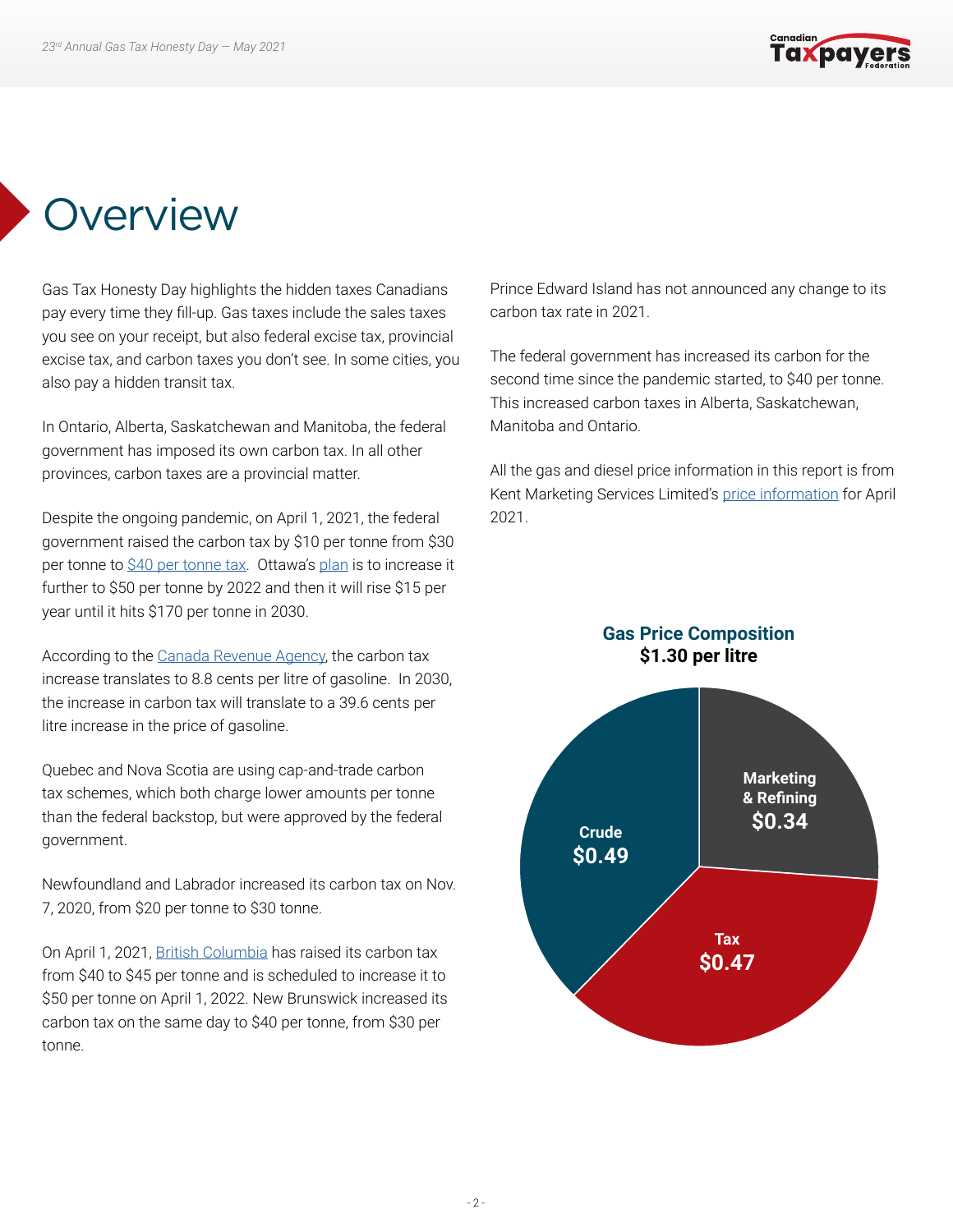# Overview

Gas Tax Honesty Day highlights the hidden taxes Canadians pay every time they fill-up. Gas taxes include the sales taxes you see on your receipt, but also federal excise tax, provincial excise tax, and carbon taxes you don't see. In some cities, you also pay a hidden transit tax.

In Ontario, Alberta, Saskatchewan and Manitoba, the federal government has imposed its own carbon tax. In all other provinces, carbon taxes are a provincial matter.

Despite the ongoing pandemic, on April 1, 2021, the federal government raised the carbon tax by $10 per tonne from $30 per tonne to $40 per tonne tax. Ottawa's plan is to increase it further to $50 per tonne by 2022 and then it will rise $15 per year until it hits $170 per tonne in 2030.

According to the Canada Revenue Agency, the carbon tax increase translates to 8.8 cents per litre of gasoline. In 2030, the increase in carbon tax will translate to a 39.6 cents per litre increase in the price of gasoline.

Quebec and Nova Scotia are using cap-and-trade carbon tax schemes, which both charge lower amounts per tonne than the federal backstop, but were approved by the federal government.

Newfoundland and Labrador increased its carbon tax on Nov. 7, 2020, from $20 per tonne to $30 tonne.

On April 1, 2021, British Columbia has raised its carbon tax from $40 to $45 per tonne and is scheduled to increase it to $50 per tonne on April 1, 2022. New Brunswick increased its carbon tax on the same day to $40 per tonne, from $30 per tonne.

Prince Edward Island has not announced any change to its carbon tax rate in 2021.

The federal government has increased its carbon for the second time since the pandemic started, to $40 per tonne. This increased carbon taxes in Alberta, Saskatchewan, Manitoba and Ontario.

All the gas and diesel price information in this report is from Kent Marketing Services Limited's price information for April 2021.

**Gas Price Composition**
**$1.30 per litre**

| Component | Amount |
|---|---|
| Crude | $0.49 |
| Marketing & Refining | $0.34 |
| Tax | $0.47 |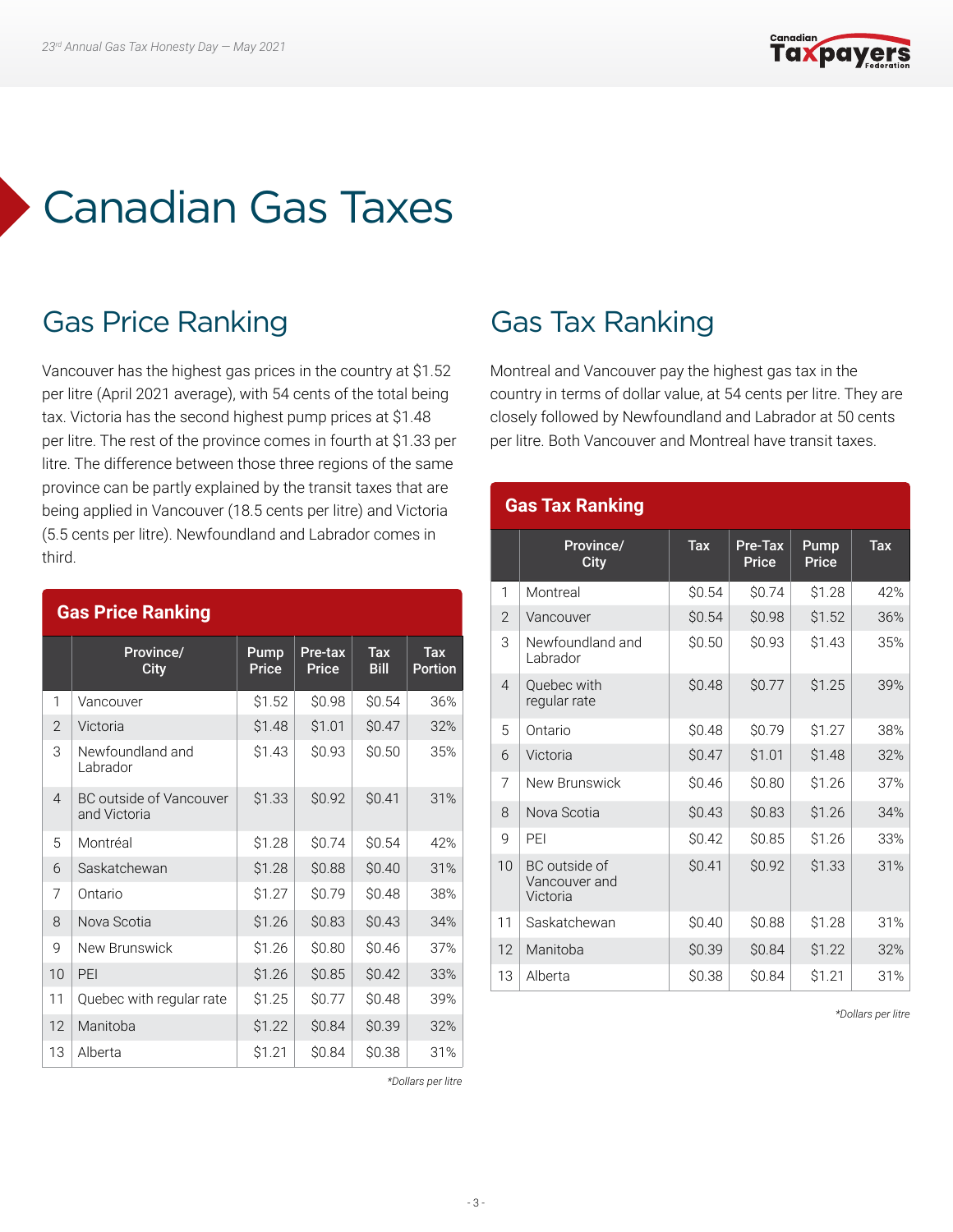# Canadian Gas Taxes

## Gas Price Ranking

Vancouver has the highest gas prices in the country at $1.52 per litre (April 2021 average), with 54 cents of the total being tax. Victoria has the second highest pump prices at $1.48 per litre. The rest of the province comes in fourth at $1.33 per litre. The difference between those three regions of the same province can be partly explained by the transit taxes that are being applied in Vancouver (18.5 cents per litre) and Victoria (5.5 cents per litre). Newfoundland and Labrador comes in third.

**Gas Price Ranking**

| | Province/ City | Pump Price | Pre-tax Price | Tax Bill | Tax Portion |
|---|---|---|---|---|---|
| 1 | Vancouver | $1.52 | $0.98 | $0.54 | 36% |
| 2 | Victoria | $1.48 | $1.01 | $0.47 | 32% |
| 3 | Newfoundland and Labrador | $1.43 | $0.93 | $0.50 | 35% |
| 4 | BC outside of Vancouver and Victoria | $1.33 | $0.92 | $0.41 | 31% |
| 5 | Montréal | $1.28 | $0.74 | $0.54 | 42% |
| 6 | Saskatchewan | $1.28 | $0.88 | $0.40 | 31% |
| 7 | Ontario | $1.27 | $0.79 | $0.48 | 38% |
| 8 | Nova Scotia | $1.26 | $0.83 | $0.43 | 34% |
| 9 | New Brunswick | $1.26 | $0.80 | $0.46 | 37% |
| 10 | PEI | $1.26 | $0.85 | $0.42 | 33% |
| 11 | Quebec with regular rate | $1.25 | $0.77 | $0.48 | 39% |
| 12 | Manitoba | $1.22 | $0.84 | $0.39 | 32% |
| 13 | Alberta | $1.21 | $0.84 | $0.38 | 31% |

*Dollars per litre*

## Gas Tax Ranking

Montreal and Vancouver pay the highest gas tax in the country in terms of dollar value, at 54 cents per litre. They are closely followed by Newfoundland and Labrador at 50 cents per litre. Both Vancouver and Montreal have transit taxes.

**Gas Tax Ranking**

| | Province/ City | Tax | Pre-Tax Price | Pump Price | Tax |
|---|---|---|---|---|---|
| 1 | Montreal | $0.54 | $0.74 | $1.28 | 42% |
| 2 | Vancouver | $0.54 | $0.98 | $1.52 | 36% |
| 3 | Newfoundland and Labrador | $0.50 | $0.93 | $1.43 | 35% |
| 4 | Quebec with regular rate | $0.48 | $0.77 | $1.25 | 39% |
| 5 | Ontario | $0.48 | $0.79 | $1.27 | 38% |
| 6 | Victoria | $0.47 | $1.01 | $1.48 | 32% |
| 7 | New Brunswick | $0.46 | $0.80 | $1.26 | 37% |
| 8 | Nova Scotia | $0.43 | $0.83 | $1.26 | 34% |
| 9 | PEI | $0.42 | $0.85 | $1.26 | 33% |
| 10 | BC outside of Vancouver and Victoria | $0.41 | $0.92 | $1.33 | 31% |
| 11 | Saskatchewan | $0.40 | $0.88 | $1.28 | 31% |
| 12 | Manitoba | $0.39 | $0.84 | $1.22 | 32% |
| 13 | Alberta | $0.38 | $0.84 | $1.21 | 31% |

*Dollars per litre*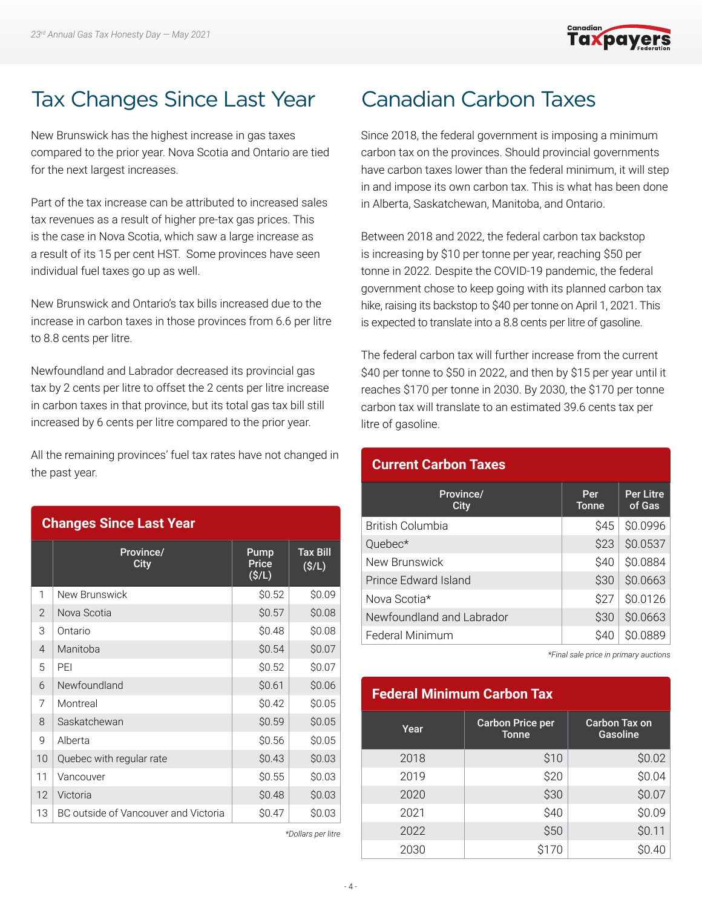## Tax Changes Since Last Year

New Brunswick has the highest increase in gas taxes compared to the prior year. Nova Scotia and Ontario are tied for the next largest increases.

Part of the tax increase can be attributed to increased sales tax revenues as a result of higher pre-tax gas prices. This is the case in Nova Scotia, which saw a large increase as a result of its 15 per cent HST. Some provinces have seen individual fuel taxes go up as well.

New Brunswick and Ontario's tax bills increased due to the increase in carbon taxes in those provinces from 6.6 per litre to 8.8 cents per litre.

Newfoundland and Labrador decreased its provincial gas tax by 2 cents per litre to offset the 2 cents per litre increase in carbon taxes in that province, but its total gas tax bill still increased by 6 cents per litre compared to the prior year.

All the remaining provinces' fuel tax rates have not changed in the past year.

**Changes Since Last Year**

| | Province/ City | Pump Price ($/L) | Tax Bill ($/L) |
|---|---|---|---|
| 1 | New Brunswick | $0.52 | $0.09 |
| 2 | Nova Scotia | $0.57 | $0.08 |
| 3 | Ontario | $0.48 | $0.08 |
| 4 | Manitoba | $0.54 | $0.07 |
| 5 | PEI | $0.52 | $0.07 |
| 6 | Newfoundland | $0.61 | $0.06 |
| 7 | Montreal | $0.42 | $0.05 |
| 8 | Saskatchewan | $0.59 | $0.05 |
| 9 | Alberta | $0.56 | $0.05 |
| 10 | Quebec with regular rate | $0.43 | $0.03 |
| 11 | Vancouver | $0.55 | $0.03 |
| 12 | Victoria | $0.48 | $0.03 |
| 13 | BC outside of Vancouver and Victoria | $0.47 | $0.03 |

*\*Dollars per litre*

## Canadian Carbon Taxes

Since 2018, the federal government is imposing a minimum carbon tax on the provinces. Should provincial governments have carbon taxes lower than the federal minimum, it will step in and impose its own carbon tax. This is what has been done in Alberta, Saskatchewan, Manitoba, and Ontario.

Between 2018 and 2022, the federal carbon tax backstop is increasing by $10 per tonne per year, reaching $50 per tonne in 2022. Despite the COVID-19 pandemic, the federal government chose to keep going with its planned carbon tax hike, raising its backstop to $40 per tonne on April 1, 2021. This is expected to translate into a 8.8 cents per litre of gasoline.

The federal carbon tax will further increase from the current $40 per tonne to $50 in 2022, and then by $15 per year until it reaches $170 per tonne in 2030. By 2030, the $170 per tonne carbon tax will translate to an estimated 39.6 cents tax per litre of gasoline.

**Current Carbon Taxes**

| Province/ City | Per Tonne | Per Litre of Gas |
|---|---|---|
| British Columbia | $45 | $0.0996 |
| Quebec* | $23 | $0.0537 |
| New Brunswick | $40 | $0.0884 |
| Prince Edward Island | $30 | $0.0663 |
| Nova Scotia* | $27 | $0.0126 |
| Newfoundland and Labrador | $30 | $0.0663 |
| Federal Minimum | $40 | $0.0889 |

*\*Final sale price in primary auctions*

**Federal Minimum Carbon Tax**

| Year | Carbon Price per Tonne | Carbon Tax on Gasoline |
|---|---|---|
| 2018 | $10 | $0.02 |
| 2019 | $20 | $0.04 |
| 2020 | $30 | $0.07 |
| 2021 | $40 | $0.09 |
| 2022 | $50 | $0.11 |
| 2030 | $170 | $0.40 |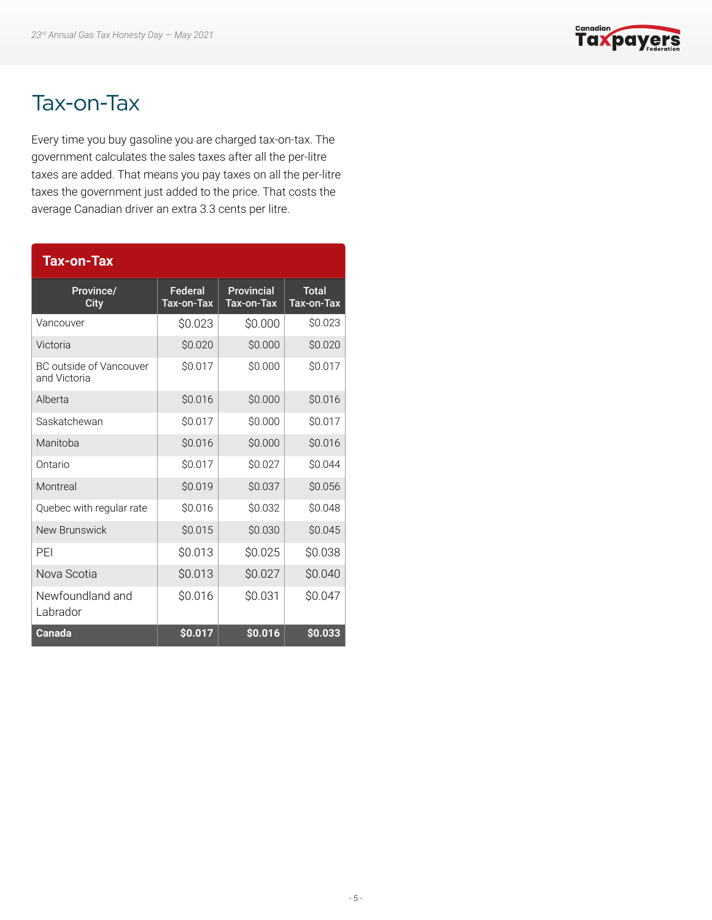# Tax-on-Tax

Every time you buy gasoline you are charged tax-on-tax. The government calculates the sales taxes after all the per-litre taxes are added. That means you pay taxes on all the per-litre taxes the government just added to the price. That costs the average Canadian driver an extra 3.3 cents per litre.

**Tax-on-Tax**

| Province/ City | Federal Tax-on-Tax | Provincial Tax-on-Tax | Total Tax-on-Tax |
|---|---|---|---|
| Vancouver | $0.023 | $0.000 | $0.023 |
| Victoria | $0.020 | $0.000 | $0.020 |
| BC outside of Vancouver and Victoria | $0.017 | $0.000 | $0.017 |
| Alberta | $0.016 | $0.000 | $0.016 |
| Saskatchewan | $0.017 | $0.000 | $0.017 |
| Manitoba | $0.016 | $0.000 | $0.016 |
| Ontario | $0.017 | $0.027 | $0.044 |
| Montreal | $0.019 | $0.037 | $0.056 |
| Quebec with regular rate | $0.016 | $0.032 | $0.048 |
| New Brunswick | $0.015 | $0.030 | $0.045 |
| PEI | $0.013 | $0.025 | $0.038 |
| Nova Scotia | $0.013 | $0.027 | $0.040 |
| Newfoundland and Labrador | $0.016 | $0.031 | $0.047 |
| **Canada** | **$0.017** | **$0.016** | **$0.033** |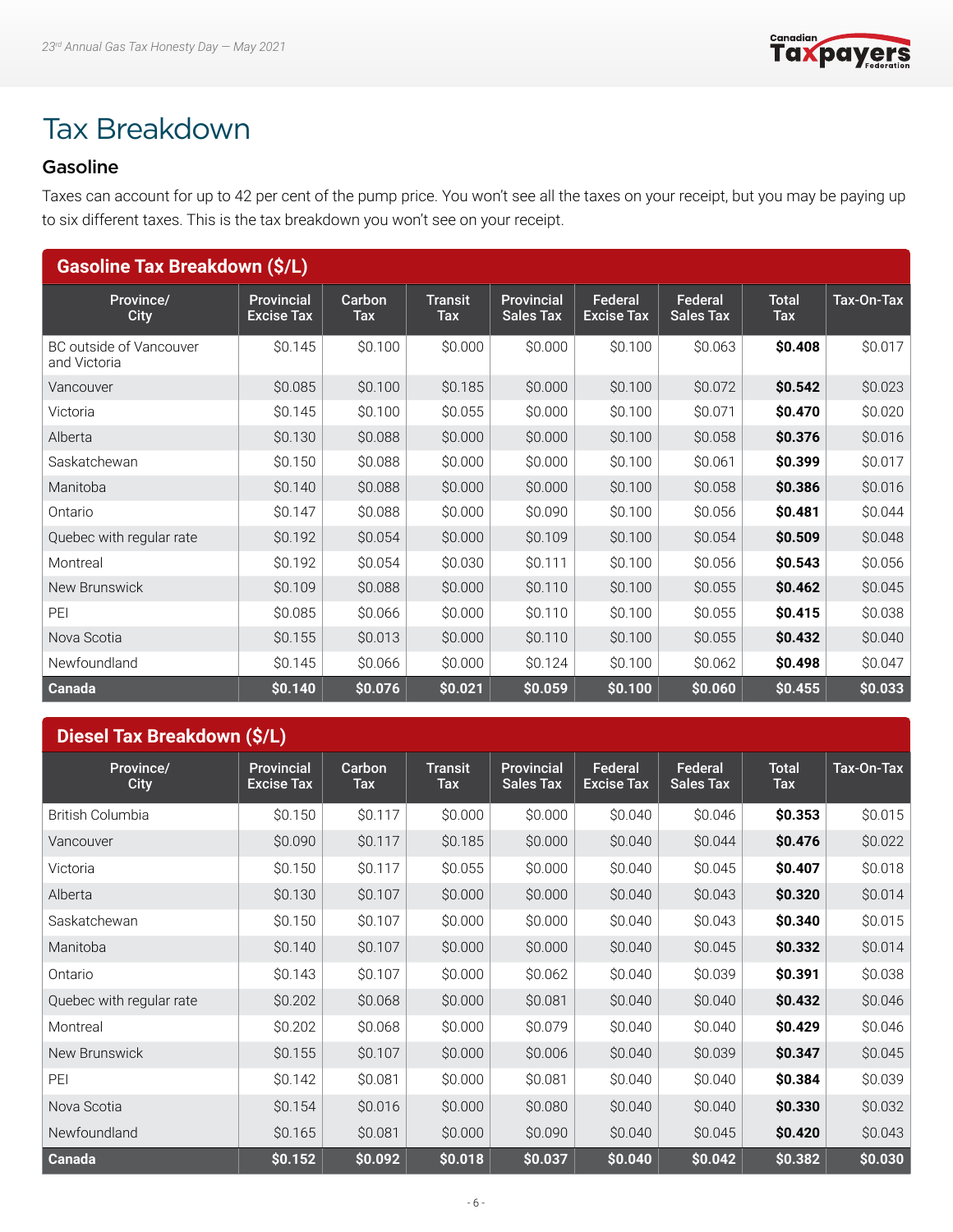# Tax Breakdown

## Gasoline

Taxes can account for up to 42 per cent of the pump price. You won't see all the taxes on your receipt, but you may be paying up to six different taxes. This is the tax breakdown you won't see on your receipt.

### Gasoline Tax Breakdown ($/L)

| Province/ City | Provincial Excise Tax | Carbon Tax | Transit Tax | Provincial Sales Tax | Federal Excise Tax | Federal Sales Tax | Total Tax | Tax-On-Tax |
|---|---|---|---|---|---|---|---|---|
| BC outside of Vancouver and Victoria | $0.145 | $0.100 | $0.000 | $0.000 | $0.100 | $0.063 | **$0.408** | $0.017 |
| Vancouver | $0.085 | $0.100 | $0.185 | $0.000 | $0.100 | $0.072 | **$0.542** | $0.023 |
| Victoria | $0.145 | $0.100 | $0.055 | $0.000 | $0.100 | $0.071 | **$0.470** | $0.020 |
| Alberta | $0.130 | $0.088 | $0.000 | $0.000 | $0.100 | $0.058 | **$0.376** | $0.016 |
| Saskatchewan | $0.150 | $0.088 | $0.000 | $0.000 | $0.100 | $0.061 | **$0.399** | $0.017 |
| Manitoba | $0.140 | $0.088 | $0.000 | $0.000 | $0.100 | $0.058 | **$0.386** | $0.016 |
| Ontario | $0.147 | $0.088 | $0.000 | $0.090 | $0.100 | $0.056 | **$0.481** | $0.044 |
| Quebec with regular rate | $0.192 | $0.054 | $0.000 | $0.109 | $0.100 | $0.054 | **$0.509** | $0.048 |
| Montreal | $0.192 | $0.054 | $0.030 | $0.111 | $0.100 | $0.056 | **$0.543** | $0.056 |
| New Brunswick | $0.109 | $0.088 | $0.000 | $0.110 | $0.100 | $0.055 | **$0.462** | $0.045 |
| PEI | $0.085 | $0.066 | $0.000 | $0.110 | $0.100 | $0.055 | **$0.415** | $0.038 |
| Nova Scotia | $0.155 | $0.013 | $0.000 | $0.110 | $0.100 | $0.055 | **$0.432** | $0.040 |
| Newfoundland | $0.145 | $0.066 | $0.000 | $0.124 | $0.100 | $0.062 | **$0.498** | $0.047 |
| **Canada** | **$0.140** | **$0.076** | **$0.021** | **$0.059** | **$0.100** | **$0.060** | **$0.455** | **$0.033** |

### Diesel Tax Breakdown ($/L)

| Province/ City | Provincial Excise Tax | Carbon Tax | Transit Tax | Provincial Sales Tax | Federal Excise Tax | Federal Sales Tax | Total Tax | Tax-On-Tax |
|---|---|---|---|---|---|---|---|---|
| British Columbia | $0.150 | $0.117 | $0.000 | $0.000 | $0.040 | $0.046 | **$0.353** | $0.015 |
| Vancouver | $0.090 | $0.117 | $0.185 | $0.000 | $0.040 | $0.044 | **$0.476** | $0.022 |
| Victoria | $0.150 | $0.117 | $0.055 | $0.000 | $0.040 | $0.045 | **$0.407** | $0.018 |
| Alberta | $0.130 | $0.107 | $0.000 | $0.000 | $0.040 | $0.043 | **$0.320** | $0.014 |
| Saskatchewan | $0.150 | $0.107 | $0.000 | $0.000 | $0.040 | $0.043 | **$0.340** | $0.015 |
| Manitoba | $0.140 | $0.107 | $0.000 | $0.000 | $0.040 | $0.045 | **$0.332** | $0.014 |
| Ontario | $0.143 | $0.107 | $0.000 | $0.062 | $0.040 | $0.039 | **$0.391** | $0.038 |
| Quebec with regular rate | $0.202 | $0.068 | $0.000 | $0.081 | $0.040 | $0.040 | **$0.432** | $0.046 |
| Montreal | $0.202 | $0.068 | $0.000 | $0.079 | $0.040 | $0.040 | **$0.429** | $0.046 |
| New Brunswick | $0.155 | $0.107 | $0.000 | $0.006 | $0.040 | $0.039 | **$0.347** | $0.045 |
| PEI | $0.142 | $0.081 | $0.000 | $0.081 | $0.040 | $0.040 | **$0.384** | $0.039 |
| Nova Scotia | $0.154 | $0.016 | $0.000 | $0.080 | $0.040 | $0.040 | **$0.330** | $0.032 |
| Newfoundland | $0.165 | $0.081 | $0.000 | $0.090 | $0.040 | $0.045 | **$0.420** | $0.043 |
| **Canada** | **$0.152** | **$0.092** | **$0.018** | **$0.037** | **$0.040** | **$0.042** | **$0.382** | **$0.030** |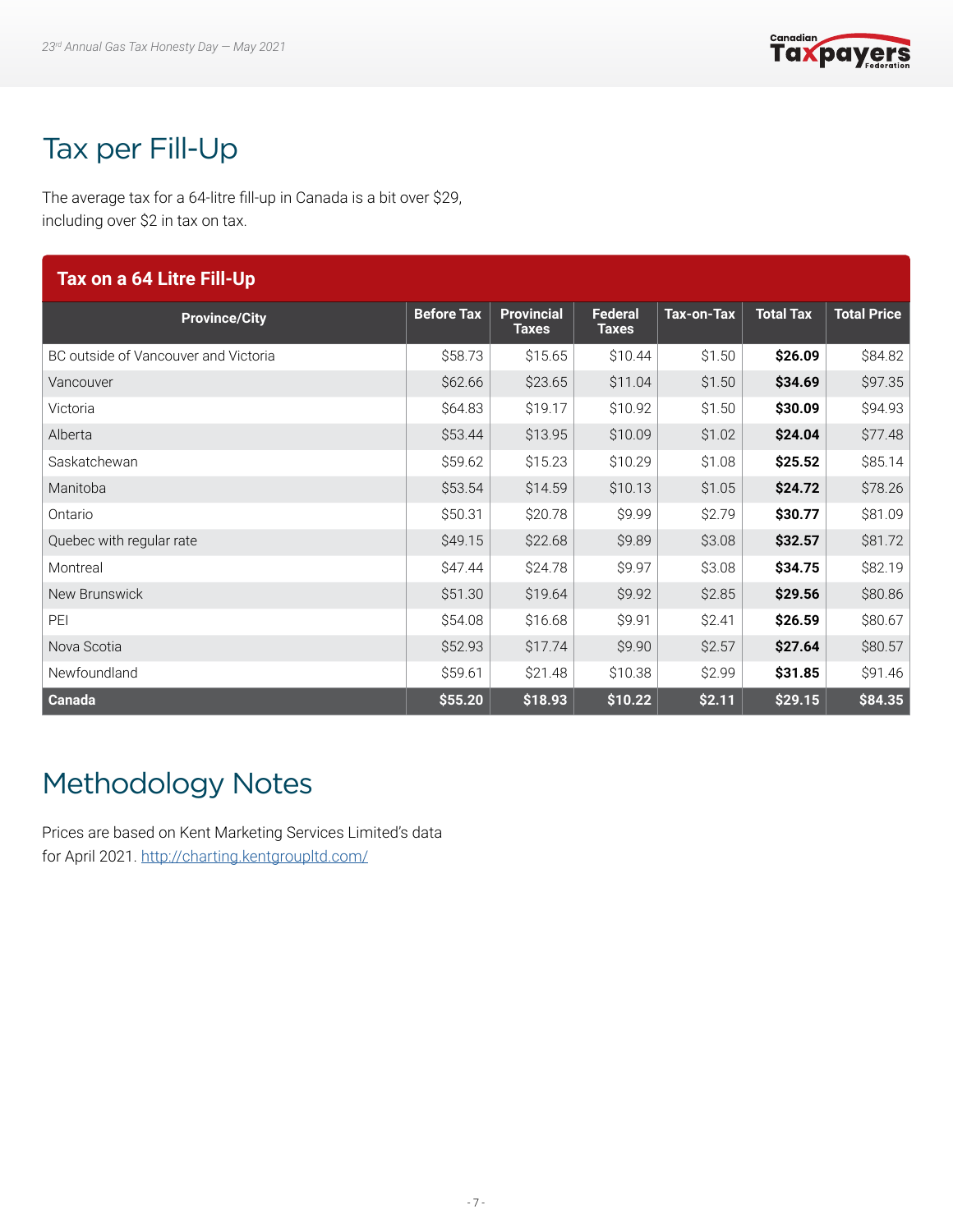# Tax per Fill-Up

The average tax for a 64-litre fill-up in Canada is a bit over $29, including over $2 in tax on tax.

**Tax on a 64 Litre Fill-Up**

| Province/City | Before Tax | Provincial Taxes | Federal Taxes | Tax-on-Tax | Total Tax | Total Price |
|---|---|---|---|---|---|---|
| BC outside of Vancouver and Victoria | $58.73 | $15.65 | $10.44 | $1.50 | **$26.09** | $84.82 |
| Vancouver | $62.66 | $23.65 | $11.04 | $1.50 | **$34.69** | $97.35 |
| Victoria | $64.83 | $19.17 | $10.92 | $1.50 | **$30.09** | $94.93 |
| Alberta | $53.44 | $13.95 | $10.09 | $1.02 | **$24.04** | $77.48 |
| Saskatchewan | $59.62 | $15.23 | $10.29 | $1.08 | **$25.52** | $85.14 |
| Manitoba | $53.54 | $14.59 | $10.13 | $1.05 | **$24.72** | $78.26 |
| Ontario | $50.31 | $20.78 | $9.99 | $2.79 | **$30.77** | $81.09 |
| Quebec with regular rate | $49.15 | $22.68 | $9.89 | $3.08 | **$32.57** | $81.72 |
| Montreal | $47.44 | $24.78 | $9.97 | $3.08 | **$34.75** | $82.19 |
| New Brunswick | $51.30 | $19.64 | $9.92 | $2.85 | **$29.56** | $80.86 |
| PEI | $54.08 | $16.68 | $9.91 | $2.41 | **$26.59** | $80.67 |
| Nova Scotia | $52.93 | $17.74 | $9.90 | $2.57 | **$27.64** | $80.57 |
| Newfoundland | $59.61 | $21.48 | $10.38 | $2.99 | **$31.85** | $91.46 |
| **Canada** | **$55.20** | **$18.93** | **$10.22** | **$2.11** | **$29.15** | **$84.35** |

# Methodology Notes

Prices are based on Kent Marketing Services Limited's data for April 2021. [http://charting.kentgroupltd.com/](http://charting.kentgroupltd.com/)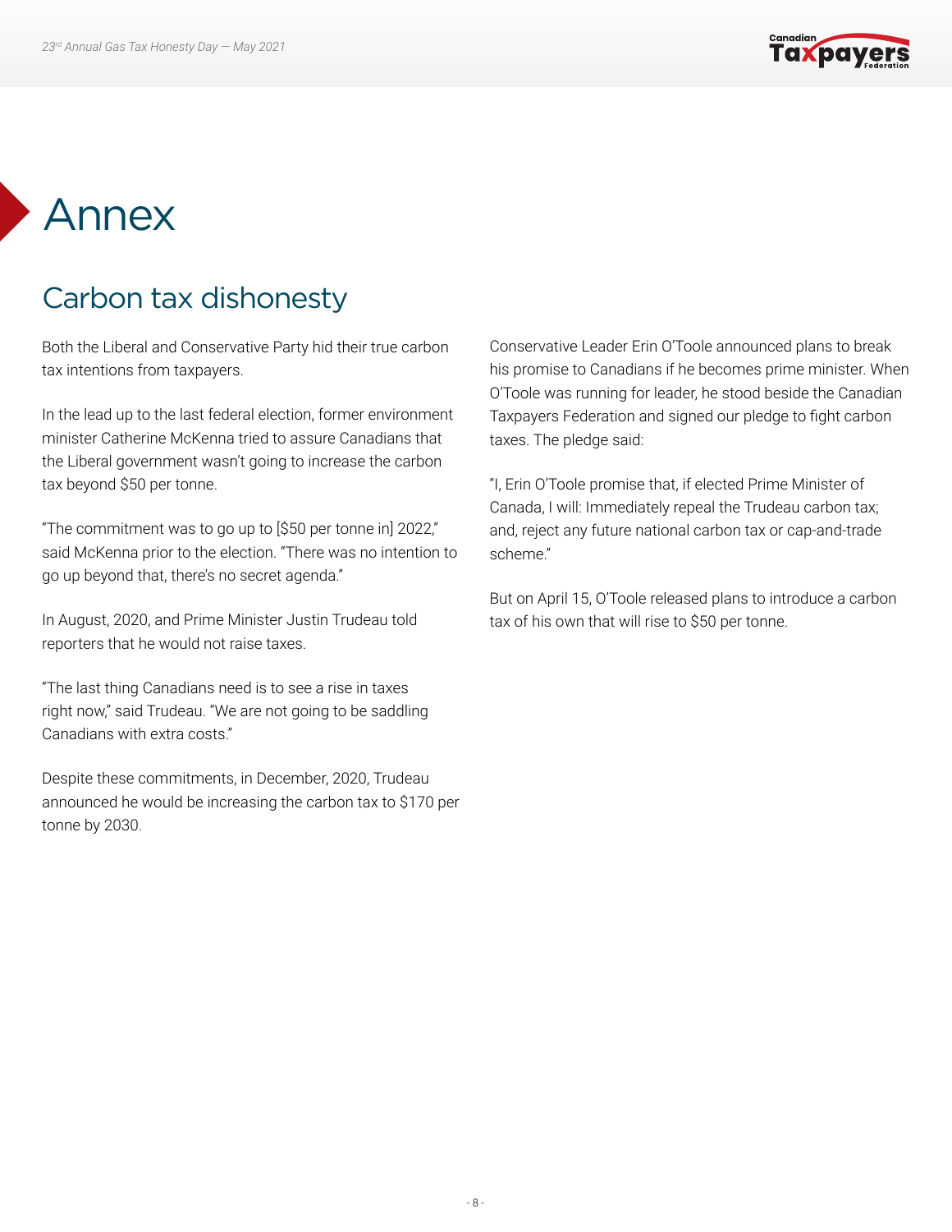# Annex

## Carbon tax dishonesty

Both the Liberal and Conservative Party hid their true carbon tax intentions from taxpayers.

In the lead up to the last federal election, former environment minister Catherine McKenna tried to assure Canadians that the Liberal government wasn't going to increase the carbon tax beyond $50 per tonne.

"The commitment was to go up to [$50 per tonne in] 2022," said McKenna prior to the election. "There was no intention to go up beyond that, there's no secret agenda."

In August, 2020, and Prime Minister Justin Trudeau told reporters that he would not raise taxes.

"The last thing Canadians need is to see a rise in taxes right now," said Trudeau. "We are not going to be saddling Canadians with extra costs."

Despite these commitments, in December, 2020, Trudeau announced he would be increasing the carbon tax to $170 per tonne by 2030.

Conservative Leader Erin O'Toole announced plans to break his promise to Canadians if he becomes prime minister. When O'Toole was running for leader, he stood beside the Canadian Taxpayers Federation and signed our pledge to fight carbon taxes. The pledge said:

"I, Erin O'Toole promise that, if elected Prime Minister of Canada, I will: Immediately repeal the Trudeau carbon tax; and, reject any future national carbon tax or cap-and-trade scheme."

But on April 15, O'Toole released plans to introduce a carbon tax of his own that will rise to $50 per tonne.